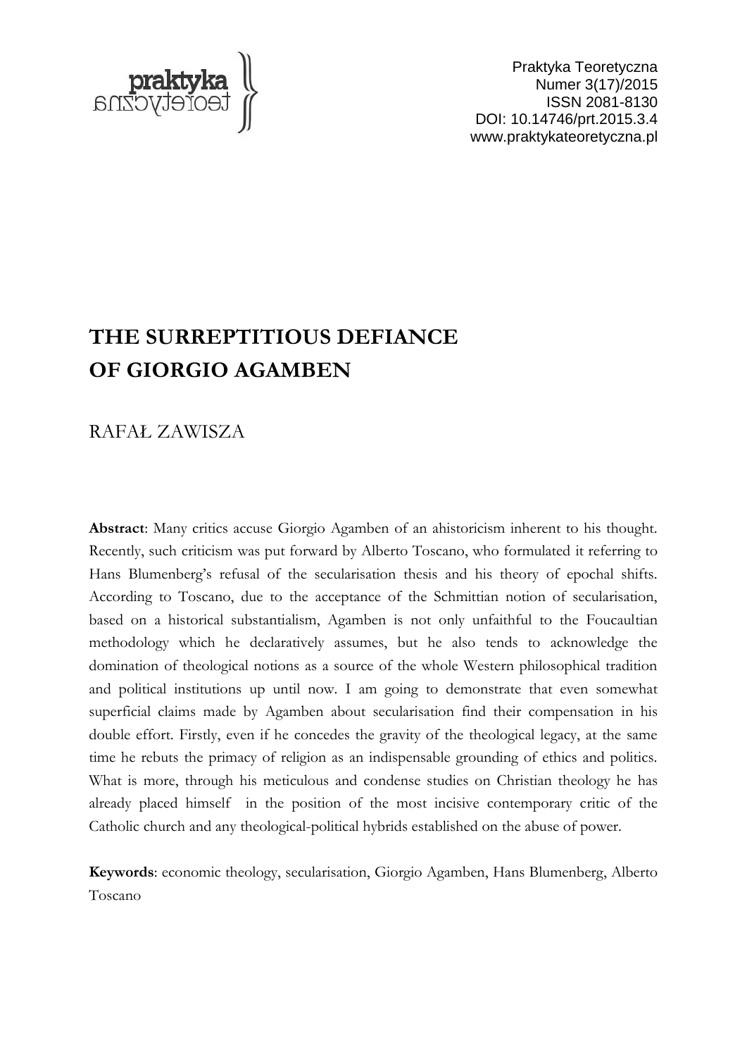# THE SURREPTITIOUS DEFIANCE OF GIORGIO AGAMBEN

RAFAŁ ZAWISZA

**Abstract**: Many critics accuse Giorgio Agamben of an ahistoricism inherent to his thought. Recently, such criticism was put forward by Alberto Toscano, who formulated it referring to Hans Blumenberg's refusal of the secularisation thesis and his theory of epochal shifts. According to Toscano, due to the acceptance of the Schmittian notion of secularisation, based on a historical substantialism, Agamben is not only unfaithful to the Foucaultian methodology which he declaratively assumes, but he also tends to acknowledge the domination of theological notions as a source of the whole Western philosophical tradition and political institutions up until now. I am going to demonstrate that even somewhat superficial claims made by Agamben about secularisation find their compensation in his double effort. Firstly, even if he concedes the gravity of the theological legacy, at the same time he rebuts the primacy of religion as an indispensable grounding of ethics and politics. What is more, through his meticulous and condense studies on Christian theology he has already placed himself in the position of the most incisive contemporary critic of the Catholic church and any theological-political hybrids established on the abuse of power.

**Keywords**: economic theology, secularisation, Giorgio Agamben, Hans Blumenberg, Alberto Toscano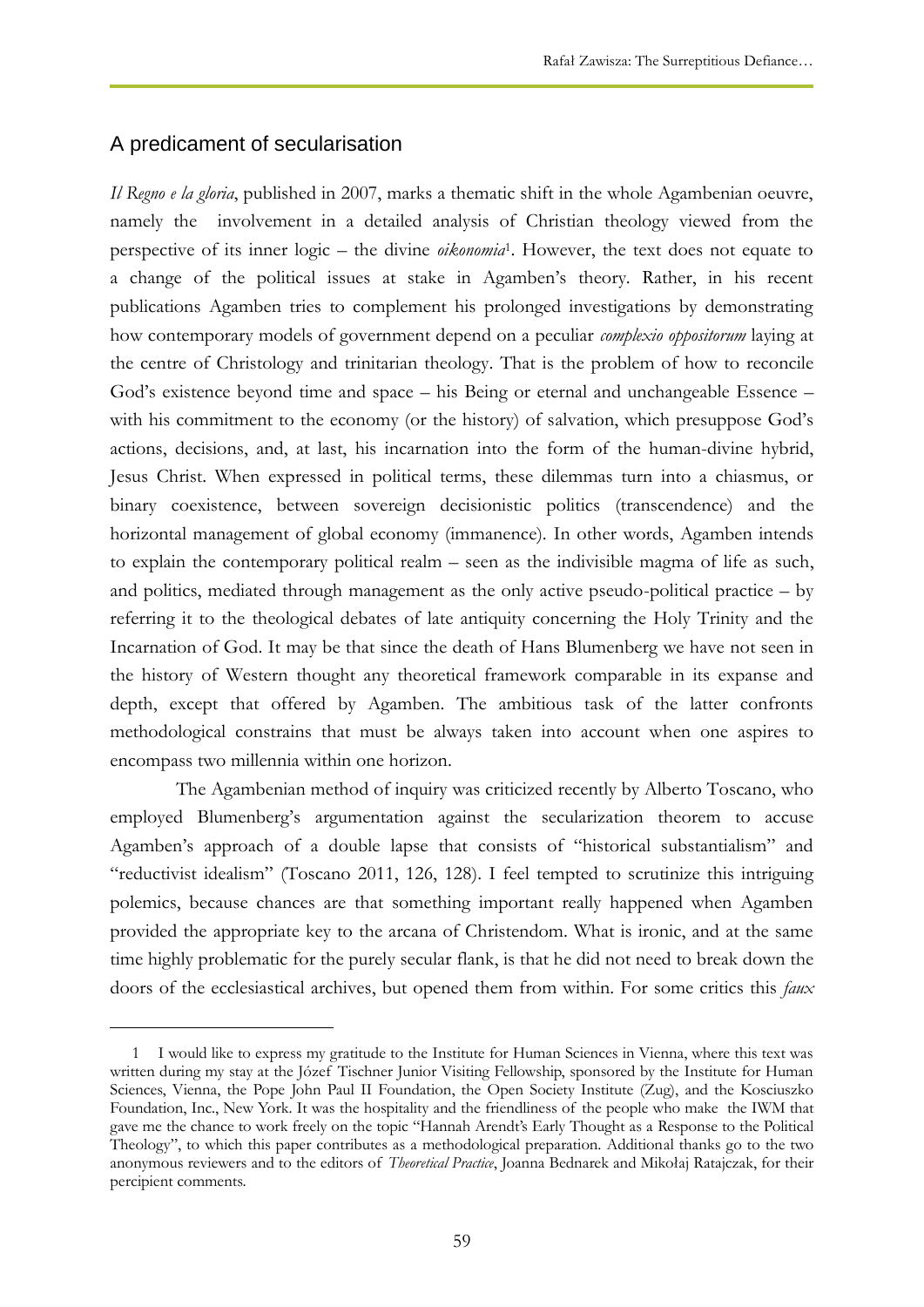## A predicament of secularisation

*Il Regno e la gloria*, published in 2007, marks a thematic shift in the whole Agambenian oeuvre, namely the involvement in a detailed analysis of Christian theology viewed from the perspective of its inner logic – the divine *oikonomia*[1]. However, the text does not equate to a change of the political issues at stake in Agamben's theory. Rather, in his recent publications Agamben tries to complement his prolonged investigations by demonstrating how contemporary models of government depend on a peculiar *complexio oppositorum* laying at the centre of Christology and trinitarian theology. That is the problem of how to reconcile God's existence beyond time and space – his Being or eternal and unchangeable Essence – with his commitment to the economy (or the history) of salvation, which presuppose God's actions, decisions, and, at last, his incarnation into the form of the human-divine hybrid, Jesus Christ. When expressed in political terms, these dilemmas turn into a chiasmus, or binary coexistence, between sovereign decisionistic politics (transcendence) and the horizontal management of global economy (immanence). In other words, Agamben intends to explain the contemporary political realm – seen as the indivisible magma of life as such, and politics, mediated through management as the only active pseudo-political practice – by referring it to the theological debates of late antiquity concerning the Holy Trinity and the Incarnation of God. It may be that since the death of Hans Blumenberg we have not seen in the history of Western thought any theoretical framework comparable in its expanse and depth, except that offered by Agamben. The ambitious task of the latter confronts methodological constrains that must be always taken into account when one aspires to encompass two millennia within one horizon.

The Agambenian method of inquiry was criticized recently by Alberto Toscano, who employed Blumenberg's argumentation against the secularization theorem to accuse Agamben's approach of a double lapse that consists of "historical substantialism" and "reductivist idealism" (Toscano 2011, 126, 128). I feel tempted to scrutinize this intriguing polemics, because chances are that something important really happened when Agamben provided the appropriate key to the arcana of Christendom. What is ironic, and at the same time highly problematic for the purely secular flank, is that he did not need to break down the doors of the ecclesiastical archives, but opened them from within. For some critics this *faux*

---

1 I would like to express my gratitude to the Institute for Human Sciences in Vienna, where this text was written during my stay at the Józef Tischner Junior Visiting Fellowship, sponsored by the Institute for Human Sciences, Vienna, the Pope John Paul II Foundation, the Open Society Institute (Zug), and the Kosciuszko Foundation, Inc., New York. It was the hospitality and the friendliness of the people who make the IWM that gave me the chance to work freely on the topic "Hannah Arendt's Early Thought as a Response to the Political Theology", to which this paper contributes as a methodological preparation. Additional thanks go to the two anonymous reviewers and to the editors of *Theoretical Practice*, Joanna Bednarek and Mikołaj Ratajczak, for their percipient comments.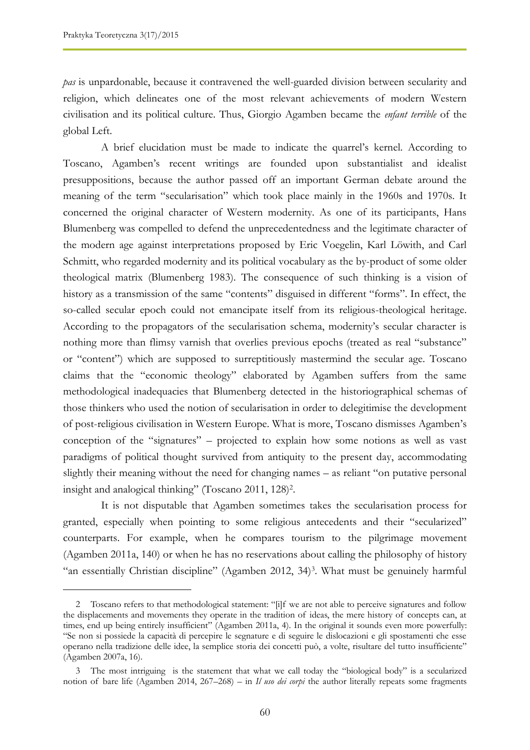*pas* is unpardonable, because it contravened the well-guarded division between secularity and religion, which delineates one of the most relevant achievements of modern Western civilisation and its political culture. Thus, Giorgio Agamben became the *enfant terrible* of the global Left.

A brief elucidation must be made to indicate the quarrel's kernel. According to Toscano, Agamben's recent writings are founded upon substantialist and idealist presuppositions, because the author passed off an important German debate around the meaning of the term "secularisation" which took place mainly in the 1960s and 1970s. It concerned the original character of Western modernity. As one of its participants, Hans Blumenberg was compelled to defend the unprecedentedness and the legitimate character of the modern age against interpretations proposed by Eric Voegelin, Karl Löwith, and Carl Schmitt, who regarded modernity and its political vocabulary as the by-product of some older theological matrix (Blumenberg 1983). The consequence of such thinking is a vision of history as a transmission of the same "contents" disguised in different "forms". In effect, the so-called secular epoch could not emancipate itself from its religious-theological heritage. According to the propagators of the secularisation schema, modernity's secular character is nothing more than flimsy varnish that overlies previous epochs (treated as real "substance" or "content") which are supposed to surreptitiously mastermind the secular age. Toscano claims that the "economic theology" elaborated by Agamben suffers from the same methodological inadequacies that Blumenberg detected in the historiographical schemas of those thinkers who used the notion of secularisation in order to delegitimise the development of post-religious civilisation in Western Europe. What is more, Toscano dismisses Agamben's conception of the "signatures" – projected to explain how some notions as well as vast paradigms of political thought survived from antiquity to the present day, accommodating slightly their meaning without the need for changing names – as reliant "on putative personal insight and analogical thinking" (Toscano 2011, 128)[2].

It is not disputable that Agamben sometimes takes the secularisation process for granted, especially when pointing to some religious antecedents and their "secularized" counterparts. For example, when he compares tourism to the pilgrimage movement (Agamben 2011a, 140) or when he has no reservations about calling the philosophy of history "an essentially Christian discipline" (Agamben 2012, 34)[3]. What must be genuinely harmful

---

2 Toscano refers to that methodological statement: "[i]f we are not able to perceive signatures and follow the displacements and movements they operate in the tradition of ideas, the mere history of concepts can, at times, end up being entirely insufficient" (Agamben 2011a, 4). In the original it sounds even more powerfully: "Se non si possiede la capacità di percepire le segnature e di seguire le dislocazioni e gli spostamenti che esse operano nella tradizione delle idee, la semplice storia dei concetti può, a volte, risultare del tutto insufficiente" (Agamben 2007a, 16).

3 The most intriguing is the statement that what we call today the "biological body" is a secularized notion of bare life (Agamben 2014, 267–268) – in *Il uso dei corpi* the author literally repeats some fragments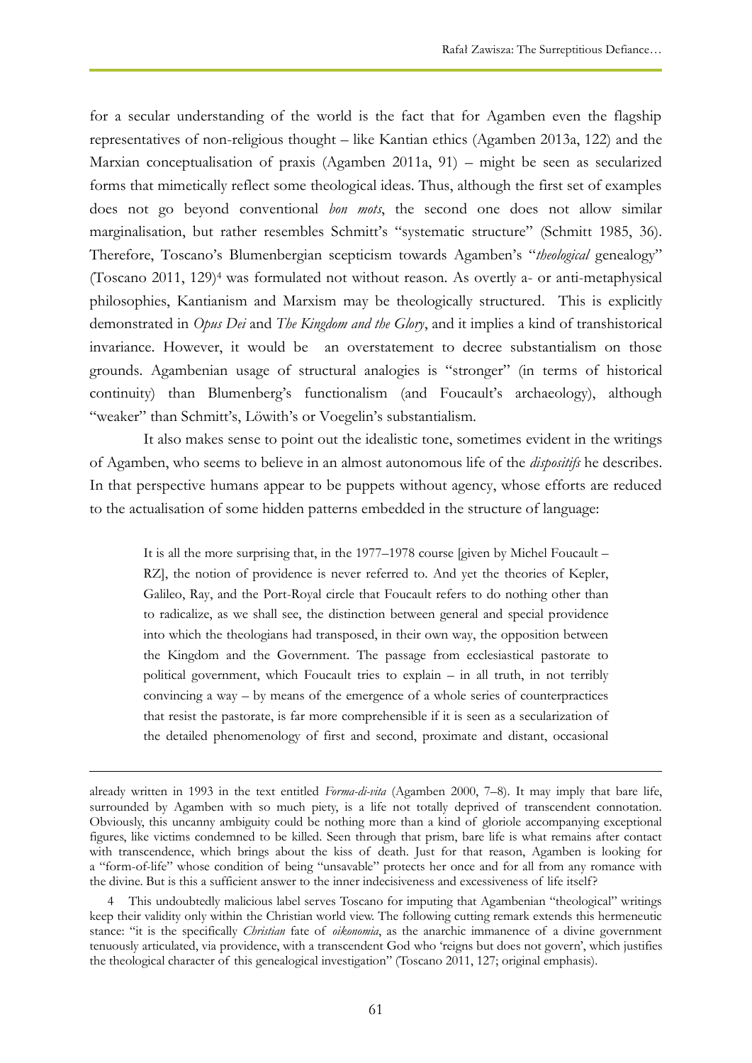for a secular understanding of the world is the fact that for Agamben even the flagship representatives of non-religious thought – like Kantian ethics (Agamben 2013a, 122) and the Marxian conceptualisation of praxis (Agamben 2011a, 91) – might be seen as secularized forms that mimetically reflect some theological ideas. Thus, although the first set of examples does not go beyond conventional *bon mots*, the second one does not allow similar marginalisation, but rather resembles Schmitt's "systematic structure" (Schmitt 1985, 36). Therefore, Toscano's Blumenbergian scepticism towards Agamben's "*theological* genealogy" (Toscano 2011, 129)[4] was formulated not without reason. As overtly a- or anti-metaphysical philosophies, Kantianism and Marxism may be theologically structured. This is explicitly demonstrated in *Opus Dei* and *The Kingdom and the Glory*, and it implies a kind of transhistorical invariance. However, it would be an overstatement to decree substantialism on those grounds. Agambenian usage of structural analogies is "stronger" (in terms of historical continuity) than Blumenberg's functionalism (and Foucault's archaeology), although "weaker" than Schmitt's, Löwith's or Voegelin's substantialism.

It also makes sense to point out the idealistic tone, sometimes evident in the writings of Agamben, who seems to believe in an almost autonomous life of the *dispositifs* he describes. In that perspective humans appear to be puppets without agency, whose efforts are reduced to the actualisation of some hidden patterns embedded in the structure of language:

> It is all the more surprising that, in the 1977–1978 course [given by Michel Foucault – RZ], the notion of providence is never referred to. And yet the theories of Kepler, Galileo, Ray, and the Port-Royal circle that Foucault refers to do nothing other than to radicalize, as we shall see, the distinction between general and special providence into which the theologians had transposed, in their own way, the opposition between the Kingdom and the Government. The passage from ecclesiastical pastorate to political government, which Foucault tries to explain – in all truth, in not terribly convincing a way – by means of the emergence of a whole series of counterpractices that resist the pastorate, is far more comprehensible if it is seen as a secularization of the detailed phenomenology of first and second, proximate and distant, occasional

---

already written in 1993 in the text entitled *Forma-di-vita* (Agamben 2000, 7–8). It may imply that bare life, surrounded by Agamben with so much piety, is a life not totally deprived of transcendent connotation. Obviously, this uncanny ambiguity could be nothing more than a kind of gloriole accompanying exceptional figures, like victims condemned to be killed. Seen through that prism, bare life is what remains after contact with transcendence, which brings about the kiss of death. Just for that reason, Agamben is looking for a "form-of-life" whose condition of being "unsavable" protects her once and for all from any romance with the divine. But is this a sufficient answer to the inner indecisiveness and excessiveness of life itself?

4 This undoubtedly malicious label serves Toscano for imputing that Agambenian "theological" writings keep their validity only within the Christian world view. The following cutting remark extends this hermeneutic stance: "it is the specifically *Christian* fate of *oikonomia*, as the anarchic immanence of a divine government tenuously articulated, via providence, with a transcendent God who 'reigns but does not govern', which justifies the theological character of this genealogical investigation" (Toscano 2011, 127; original emphasis).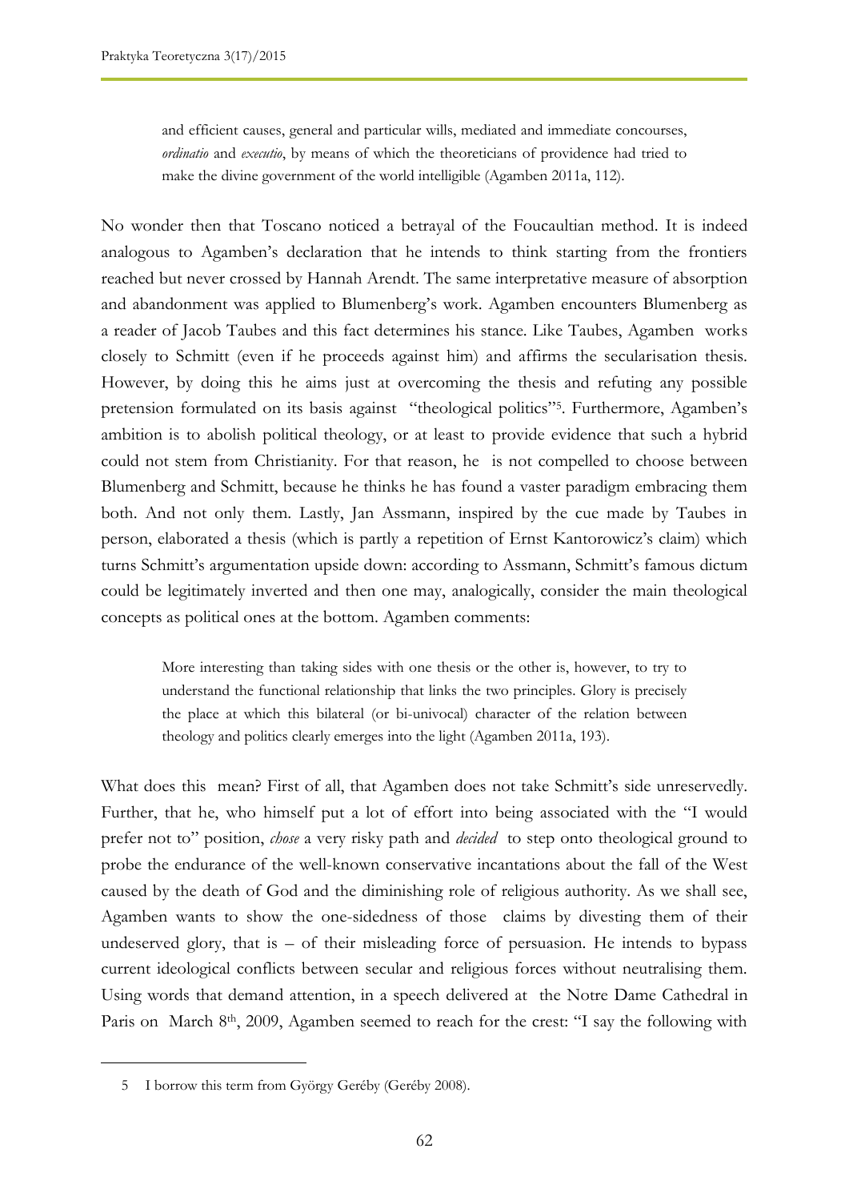> and efficient causes, general and particular wills, mediated and immediate concourses, *ordinatio* and *executio*, by means of which the theoreticians of providence had tried to make the divine government of the world intelligible (Agamben 2011a, 112).

No wonder then that Toscano noticed a betrayal of the Foucaultian method. It is indeed analogous to Agamben's declaration that he intends to think starting from the frontiers reached but never crossed by Hannah Arendt. The same interpretative measure of absorption and abandonment was applied to Blumenberg's work. Agamben encounters Blumenberg as a reader of Jacob Taubes and this fact determines his stance. Like Taubes, Agamben works closely to Schmitt (even if he proceeds against him) and affirms the secularisation thesis. However, by doing this he aims just at overcoming the thesis and refuting any possible pretension formulated on its basis against "theological politics"[5]. Furthermore, Agamben's ambition is to abolish political theology, or at least to provide evidence that such a hybrid could not stem from Christianity. For that reason, he is not compelled to choose between Blumenberg and Schmitt, because he thinks he has found a vaster paradigm embracing them both. And not only them. Lastly, Jan Assmann, inspired by the cue made by Taubes in person, elaborated a thesis (which is partly a repetition of Ernst Kantorowicz's claim) which turns Schmitt's argumentation upside down: according to Assmann, Schmitt's famous dictum could be legitimately inverted and then one may, analogically, consider the main theological concepts as political ones at the bottom. Agamben comments:

> More interesting than taking sides with one thesis or the other is, however, to try to understand the functional relationship that links the two principles. Glory is precisely the place at which this bilateral (or bi-univocal) character of the relation between theology and politics clearly emerges into the light (Agamben 2011a, 193).

What does this mean? First of all, that Agamben does not take Schmitt's side unreservedly. Further, that he, who himself put a lot of effort into being associated with the "I would prefer not to" position, *chose* a very risky path and *decided* to step onto theological ground to probe the endurance of the well-known conservative incantations about the fall of the West caused by the death of God and the diminishing role of religious authority. As we shall see, Agamben wants to show the one-sidedness of those claims by divesting them of their undeserved glory, that is – of their misleading force of persuasion. He intends to bypass current ideological conflicts between secular and religious forces without neutralising them. Using words that demand attention, in a speech delivered at the Notre Dame Cathedral in Paris on March 8th, 2009, Agamben seemed to reach for the crest: "I say the following with

---

5 I borrow this term from György Geréby (Geréby 2008).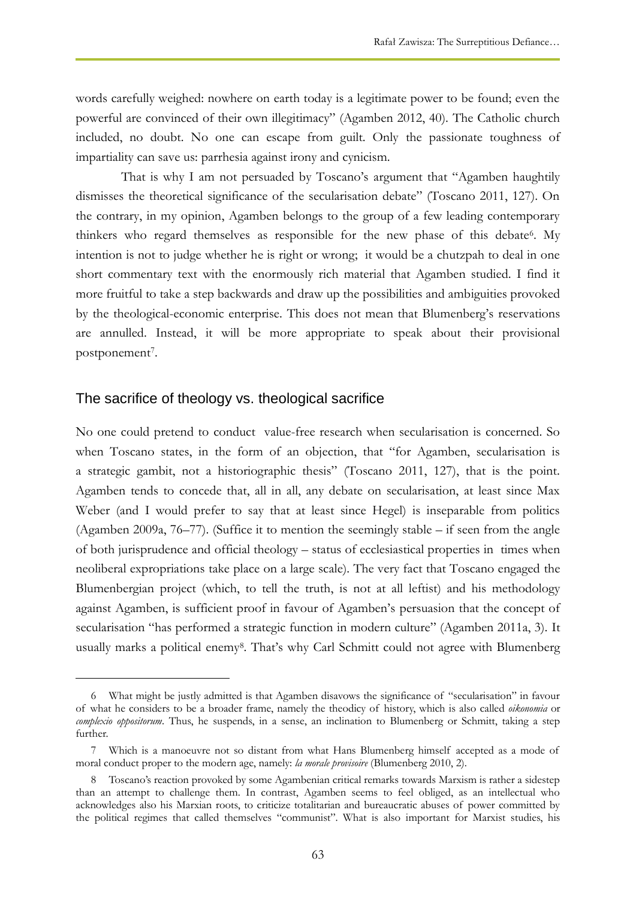words carefully weighed: nowhere on earth today is a legitimate power to be found; even the powerful are convinced of their own illegitimacy" (Agamben 2012, 40). The Catholic church included, no doubt. No one can escape from guilt. Only the passionate toughness of impartiality can save us: parrhesia against irony and cynicism.

That is why I am not persuaded by Toscano's argument that "Agamben haughtily dismisses the theoretical significance of the secularisation debate" (Toscano 2011, 127). On the contrary, in my opinion, Agamben belongs to the group of a few leading contemporary thinkers who regard themselves as responsible for the new phase of this debate[6]. My intention is not to judge whether he is right or wrong; it would be a chutzpah to deal in one short commentary text with the enormously rich material that Agamben studied. I find it more fruitful to take a step backwards and draw up the possibilities and ambiguities provoked by the theological-economic enterprise. This does not mean that Blumenberg's reservations are annulled. Instead, it will be more appropriate to speak about their provisional postponement[7].

## The sacrifice of theology vs. theological sacrifice

No one could pretend to conduct value-free research when secularisation is concerned. So when Toscano states, in the form of an objection, that "for Agamben, secularisation is a strategic gambit, not a historiographic thesis" (Toscano 2011, 127), that is the point. Agamben tends to concede that, all in all, any debate on secularisation, at least since Max Weber (and I would prefer to say that at least since Hegel) is inseparable from politics (Agamben 2009a, 76–77). (Suffice it to mention the seemingly stable – if seen from the angle of both jurisprudence and official theology – status of ecclesiastical properties in times when neoliberal expropriations take place on a large scale). The very fact that Toscano engaged the Blumenbergian project (which, to tell the truth, is not at all leftist) and his methodology against Agamben, is sufficient proof in favour of Agamben's persuasion that the concept of secularisation "has performed a strategic function in modern culture" (Agamben 2011a, 3). It usually marks a political enemy[8]. That's why Carl Schmitt could not agree with Blumenberg

---

6 What might be justly admitted is that Agamben disavows the significance of "secularisation" in favour of what he considers to be a broader frame, namely the theodicy of history, which is also called *oikonomia* or *complexio oppositorum*. Thus, he suspends, in a sense, an inclination to Blumenberg or Schmitt, taking a step further.

7 Which is a manoeuvre not so distant from what Hans Blumenberg himself accepted as a mode of moral conduct proper to the modern age, namely: *la morale provisoire* (Blumenberg 2010, 2).

8 Toscano's reaction provoked by some Agambenian critical remarks towards Marxism is rather a sidestep than an attempt to challenge them. In contrast, Agamben seems to feel obliged, as an intellectual who acknowledges also his Marxian roots, to criticize totalitarian and bureaucratic abuses of power committed by the political regimes that called themselves "communist". What is also important for Marxist studies, his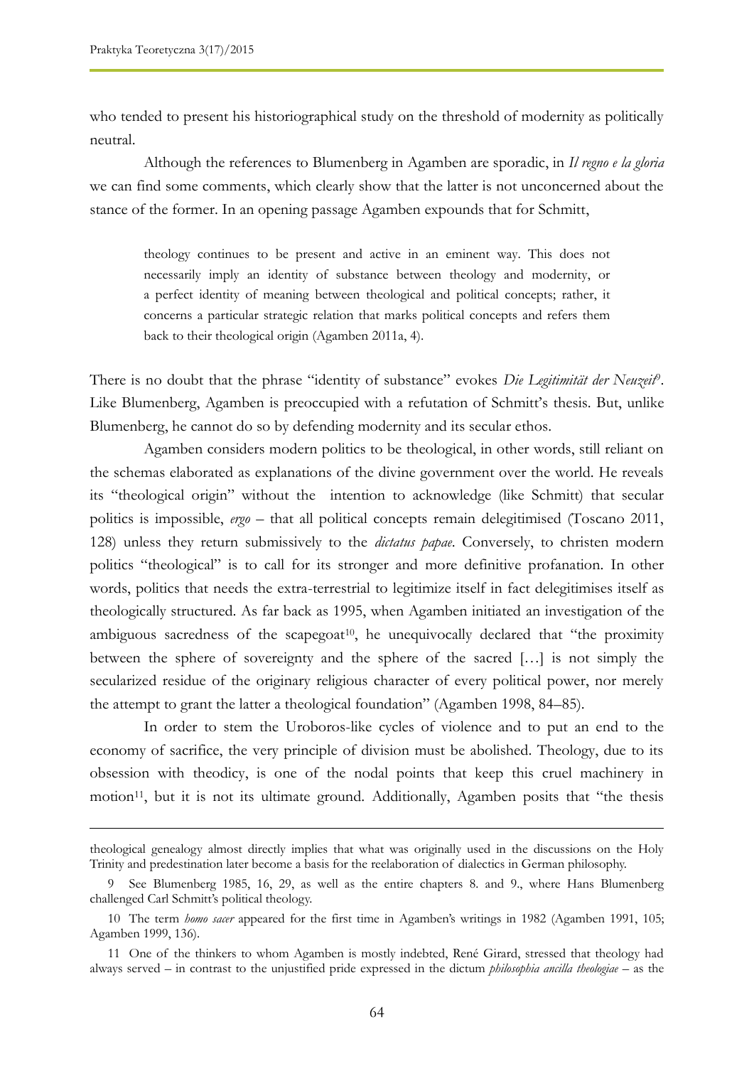who tended to present his historiographical study on the threshold of modernity as politically neutral.

Although the references to Blumenberg in Agamben are sporadic, in *Il regno e la gloria* we can find some comments, which clearly show that the latter is not unconcerned about the stance of the former. In an opening passage Agamben expounds that for Schmitt,

> theology continues to be present and active in an eminent way. This does not necessarily imply an identity of substance between theology and modernity, or a perfect identity of meaning between theological and political concepts; rather, it concerns a particular strategic relation that marks political concepts and refers them back to their theological origin (Agamben 2011a, 4).

There is no doubt that the phrase "identity of substance" evokes *Die Legitimität der Neuzeit*[9]. Like Blumenberg, Agamben is preoccupied with a refutation of Schmitt's thesis. But, unlike Blumenberg, he cannot do so by defending modernity and its secular ethos.

Agamben considers modern politics to be theological, in other words, still reliant on the schemas elaborated as explanations of the divine government over the world. He reveals its "theological origin" without the intention to acknowledge (like Schmitt) that secular politics is impossible, *ergo* – that all political concepts remain delegitimised (Toscano 2011, 128) unless they return submissively to the *dictatus papae*. Conversely, to christen modern politics "theological" is to call for its stronger and more definitive profanation. In other words, politics that needs the extra-terrestrial to legitimize itself in fact delegitimises itself as theologically structured. As far back as 1995, when Agamben initiated an investigation of the ambiguous sacredness of the scapegoat[10], he unequivocally declared that "the proximity between the sphere of sovereignty and the sphere of the sacred […] is not simply the secularized residue of the originary religious character of every political power, nor merely the attempt to grant the latter a theological foundation" (Agamben 1998, 84–85).

In order to stem the Uroboros-like cycles of violence and to put an end to the economy of sacrifice, the very principle of division must be abolished. Theology, due to its obsession with theodicy, is one of the nodal points that keep this cruel machinery in motion[11], but it is not its ultimate ground. Additionally, Agamben posits that "the thesis

---

theological genealogy almost directly implies that what was originally used in the discussions on the Holy Trinity and predestination later become a basis for the reelaboration of dialectics in German philosophy.

9 See Blumenberg 1985, 16, 29, as well as the entire chapters 8. and 9., where Hans Blumenberg challenged Carl Schmitt's political theology.

10 The term *homo sacer* appeared for the first time in Agamben's writings in 1982 (Agamben 1991, 105; Agamben 1999, 136).

11 One of the thinkers to whom Agamben is mostly indebted, René Girard, stressed that theology had always served – in contrast to the unjustified pride expressed in the dictum *philosophia ancilla theologiae* – as the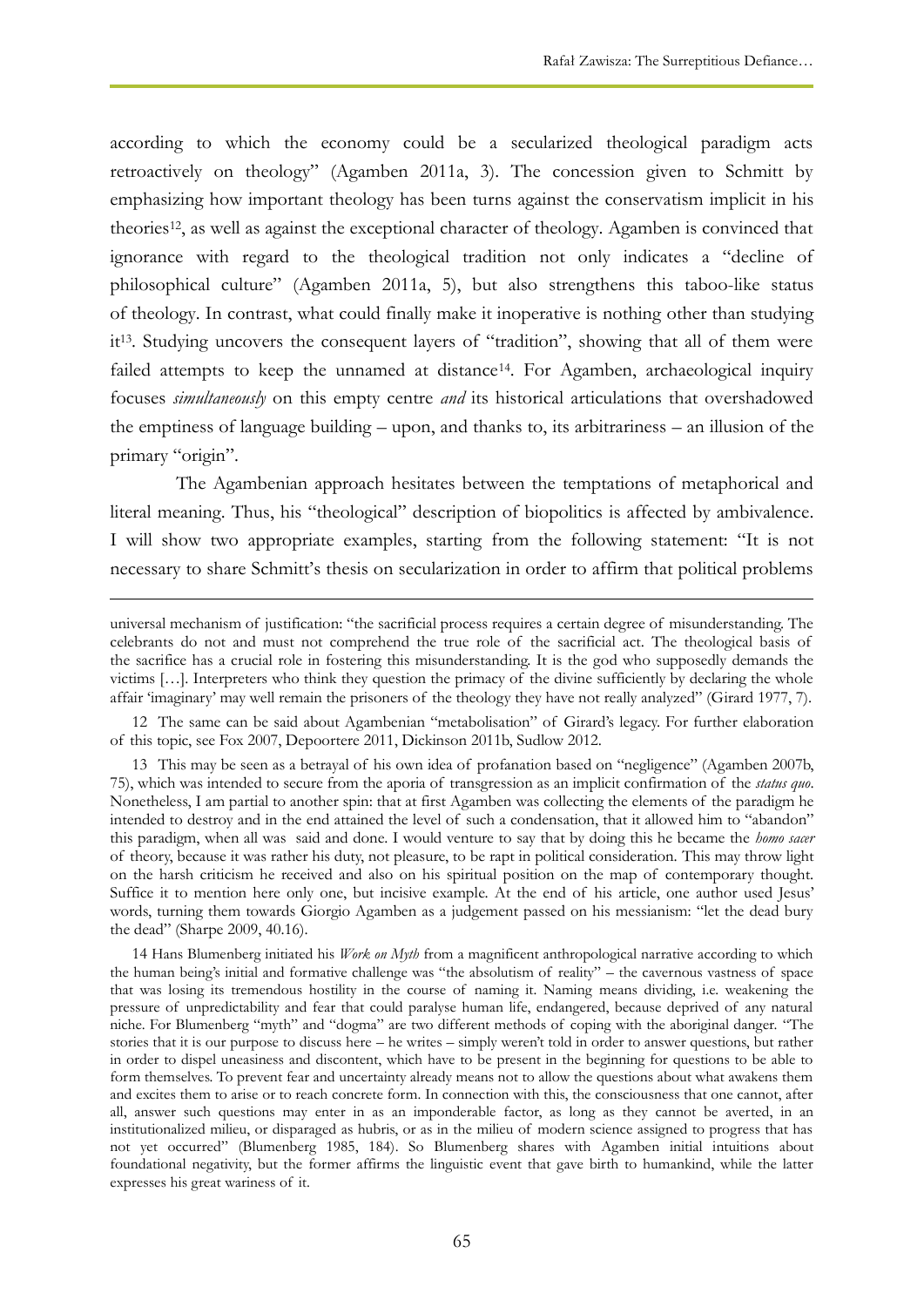according to which the economy could be a secularized theological paradigm acts retroactively on theology" (Agamben 2011a, 3). The concession given to Schmitt by emphasizing how important theology has been turns against the conservatism implicit in his theories[12], as well as against the exceptional character of theology. Agamben is convinced that ignorance with regard to the theological tradition not only indicates a "decline of philosophical culture" (Agamben 2011a, 5), but also strengthens this taboo-like status of theology. In contrast, what could finally make it inoperative is nothing other than studying it[13]. Studying uncovers the consequent layers of "tradition", showing that all of them were failed attempts to keep the unnamed at distance[14]. For Agamben, archaeological inquiry focuses *simultaneously* on this empty centre *and* its historical articulations that overshadowed the emptiness of language building – upon, and thanks to, its arbitrariness – an illusion of the primary "origin".

The Agambenian approach hesitates between the temptations of metaphorical and literal meaning. Thus, his "theological" description of biopolitics is affected by ambivalence. I will show two appropriate examples, starting from the following statement: "It is not necessary to share Schmitt's thesis on secularization in order to affirm that political problems

---

universal mechanism of justification: "the sacrificial process requires a certain degree of misunderstanding. The celebrants do not and must not comprehend the true role of the sacrificial act. The theological basis of the sacrifice has a crucial role in fostering this misunderstanding. It is the god who supposedly demands the victims […]. Interpreters who think they question the primacy of the divine sufficiently by declaring the whole affair 'imaginary' may well remain the prisoners of the theology they have not really analyzed" (Girard 1977, 7).

12 The same can be said about Agambenian "metabolisation" of Girard's legacy. For further elaboration of this topic, see Fox 2007, Depoortere 2011, Dickinson 2011b, Sudlow 2012.

13 This may be seen as a betrayal of his own idea of profanation based on "negligence" (Agamben 2007b, 75), which was intended to secure from the aporia of transgression as an implicit confirmation of the *status quo*. Nonetheless, I am partial to another spin: that at first Agamben was collecting the elements of the paradigm he intended to destroy and in the end attained the level of such a condensation, that it allowed him to "abandon" this paradigm, when all was said and done. I would venture to say that by doing this he became the *homo sacer* of theory, because it was rather his duty, not pleasure, to be rapt in political consideration. This may throw light on the harsh criticism he received and also on his spiritual position on the map of contemporary thought. Suffice it to mention here only one, but incisive example. At the end of his article, one author used Jesus' words, turning them towards Giorgio Agamben as a judgement passed on his messianism: "let the dead bury the dead" (Sharpe 2009, 40.16).

14 Hans Blumenberg initiated his *Work on Myth* from a magnificent anthropological narrative according to which the human being's initial and formative challenge was "the absolutism of reality" – the cavernous vastness of space that was losing its tremendous hostility in the course of naming it. Naming means dividing, i.e. weakening the pressure of unpredictability and fear that could paralyse human life, endangered, because deprived of any natural niche. For Blumenberg "myth" and "dogma" are two different methods of coping with the aboriginal danger. "The stories that it is our purpose to discuss here – he writes – simply weren't told in order to answer questions, but rather in order to dispel uneasiness and discontent, which have to be present in the beginning for questions to be able to form themselves. To prevent fear and uncertainty already means not to allow the questions about what awakens them and excites them to arise or to reach concrete form. In connection with this, the consciousness that one cannot, after all, answer such questions may enter in as an imponderable factor, as long as they cannot be averted, in an institutionalized milieu, or disparaged as hubris, or as in the milieu of modern science assigned to progress that has not yet occurred" (Blumenberg 1985, 184). So Blumenberg shares with Agamben initial intuitions about foundational negativity, but the former affirms the linguistic event that gave birth to humankind, while the latter expresses his great wariness of it.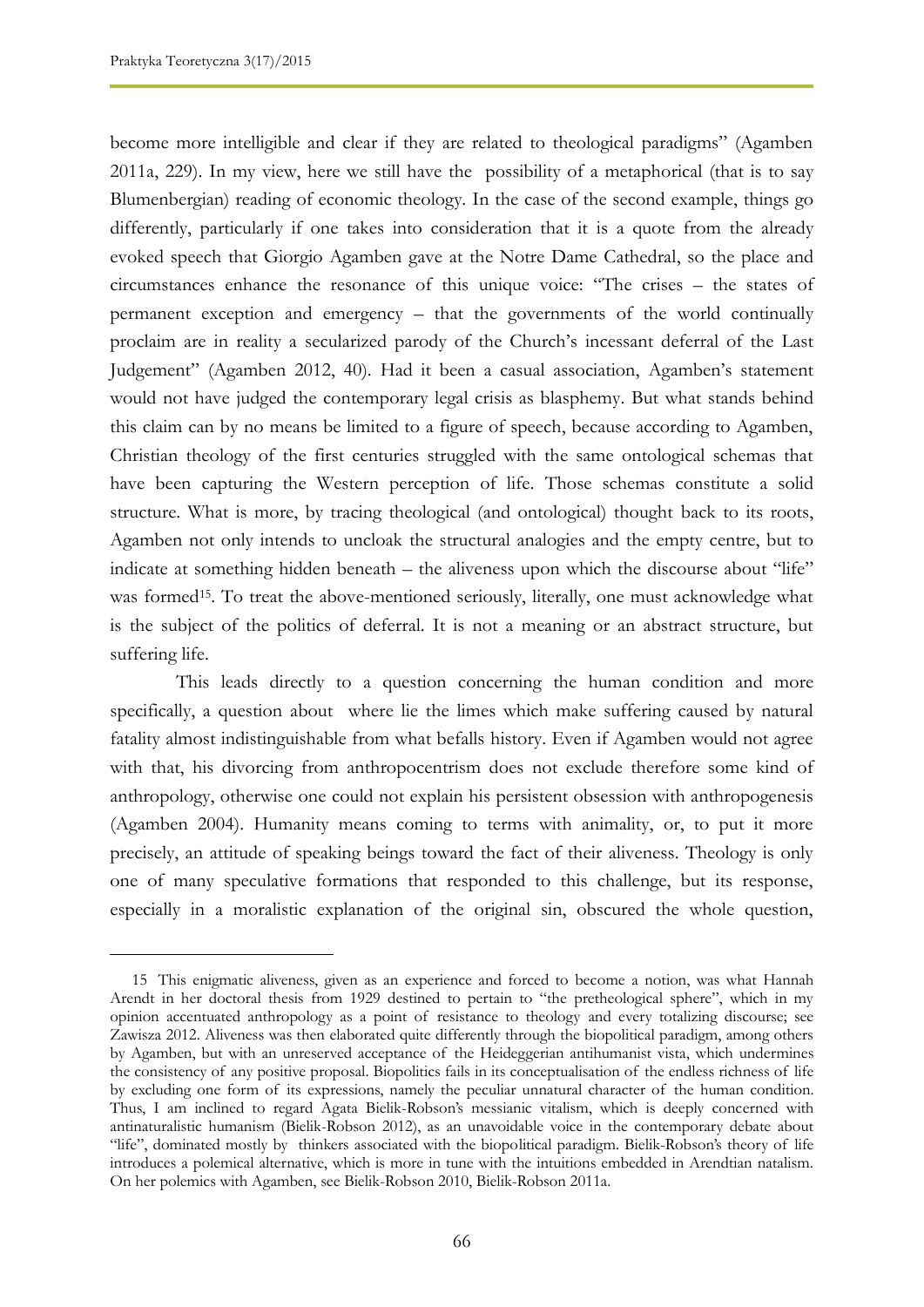become more intelligible and clear if they are related to theological paradigms" (Agamben 2011a, 229). In my view, here we still have the possibility of a metaphorical (that is to say Blumenbergian) reading of economic theology. In the case of the second example, things go differently, particularly if one takes into consideration that it is a quote from the already evoked speech that Giorgio Agamben gave at the Notre Dame Cathedral, so the place and circumstances enhance the resonance of this unique voice: "The crises – the states of permanent exception and emergency – that the governments of the world continually proclaim are in reality a secularized parody of the Church's incessant deferral of the Last Judgement" (Agamben 2012, 40). Had it been a casual association, Agamben's statement would not have judged the contemporary legal crisis as blasphemy. But what stands behind this claim can by no means be limited to a figure of speech, because according to Agamben, Christian theology of the first centuries struggled with the same ontological schemas that have been capturing the Western perception of life. Those schemas constitute a solid structure. What is more, by tracing theological (and ontological) thought back to its roots, Agamben not only intends to uncloak the structural analogies and the empty centre, but to indicate at something hidden beneath – the aliveness upon which the discourse about "life" was formed[15]. To treat the above-mentioned seriously, literally, one must acknowledge what is the subject of the politics of deferral. It is not a meaning or an abstract structure, but suffering life.

This leads directly to a question concerning the human condition and more specifically, a question about where lie the limes which make suffering caused by natural fatality almost indistinguishable from what befalls history. Even if Agamben would not agree with that, his divorcing from anthropocentrism does not exclude therefore some kind of anthropology, otherwise one could not explain his persistent obsession with anthropogenesis (Agamben 2004). Humanity means coming to terms with animality, or, to put it more precisely, an attitude of speaking beings toward the fact of their aliveness. Theology is only one of many speculative formations that responded to this challenge, but its response, especially in a moralistic explanation of the original sin, obscured the whole question,

---

15 This enigmatic aliveness, given as an experience and forced to become a notion, was what Hannah Arendt in her doctoral thesis from 1929 destined to pertain to "the pretheological sphere", which in my opinion accentuated anthropology as a point of resistance to theology and every totalizing discourse; see Zawisza 2012. Aliveness was then elaborated quite differently through the biopolitical paradigm, among others by Agamben, but with an unreserved acceptance of the Heideggerian antihumanist vista, which undermines the consistency of any positive proposal. Biopolitics fails in its conceptualisation of the endless richness of life by excluding one form of its expressions, namely the peculiar unnatural character of the human condition. Thus, I am inclined to regard Agata Bielik-Robson's messianic vitalism, which is deeply concerned with antinaturalistic humanism (Bielik-Robson 2012), as an unavoidable voice in the contemporary debate about "life", dominated mostly by thinkers associated with the biopolitical paradigm. Bielik-Robson's theory of life introduces a polemical alternative, which is more in tune with the intuitions embedded in Arendtian natalism. On her polemics with Agamben, see Bielik-Robson 2010, Bielik-Robson 2011a.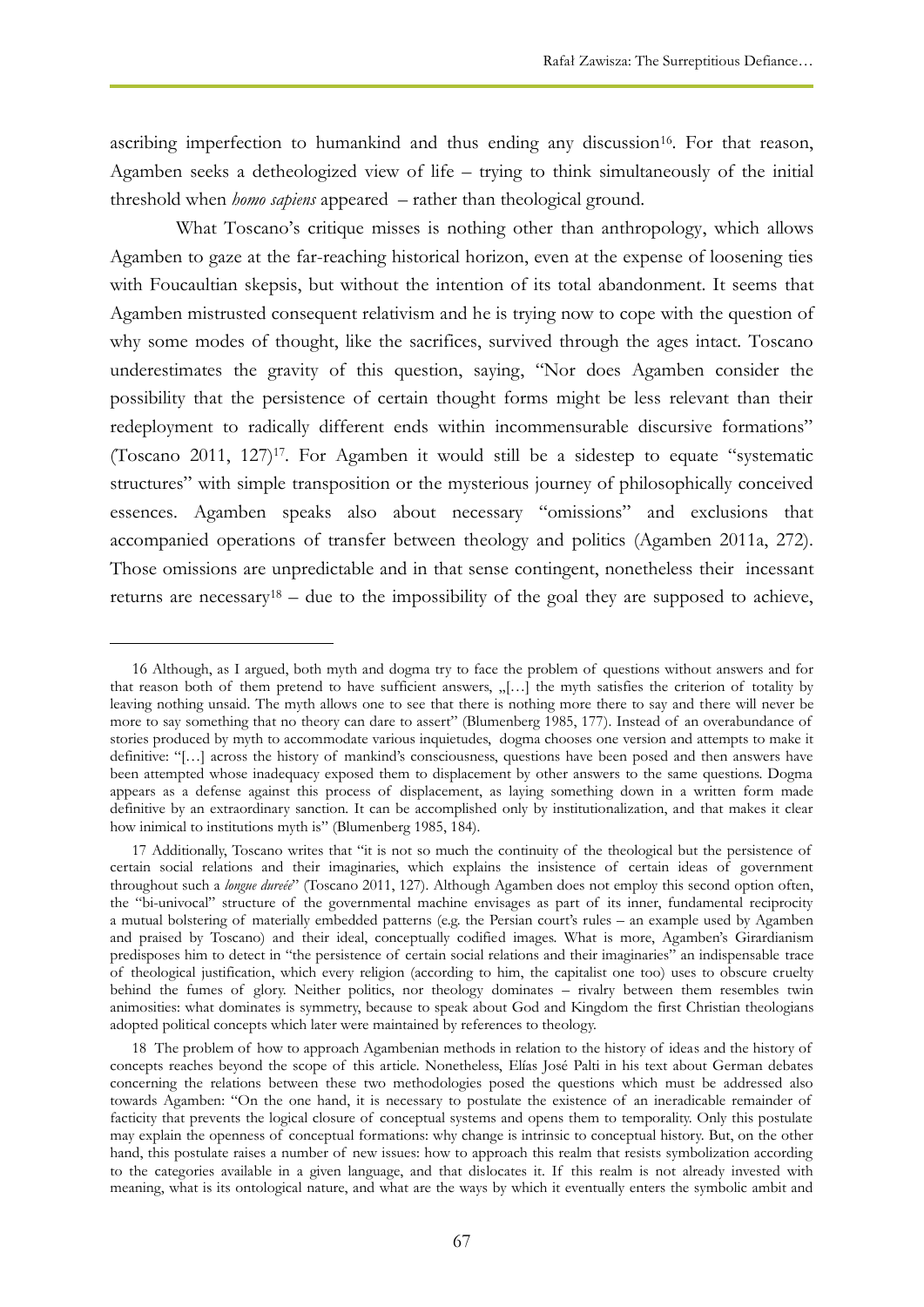ascribing imperfection to humankind and thus ending any discussion[16]. For that reason, Agamben seeks a detheologized view of life – trying to think simultaneously of the initial threshold when *homo sapiens* appeared – rather than theological ground.

What Toscano's critique misses is nothing other than anthropology, which allows Agamben to gaze at the far-reaching historical horizon, even at the expense of loosening ties with Foucaultian skepsis, but without the intention of its total abandonment. It seems that Agamben mistrusted consequent relativism and he is trying now to cope with the question of why some modes of thought, like the sacrifices, survived through the ages intact. Toscano underestimates the gravity of this question, saying, "Nor does Agamben consider the possibility that the persistence of certain thought forms might be less relevant than their redeployment to radically different ends within incommensurable discursive formations" (Toscano 2011, 127)[17]. For Agamben it would still be a sidestep to equate "systematic structures" with simple transposition or the mysterious journey of philosophically conceived essences. Agamben speaks also about necessary "omissions" and exclusions that accompanied operations of transfer between theology and politics (Agamben 2011a, 272). Those omissions are unpredictable and in that sense contingent, nonetheless their incessant returns are necessary[18] – due to the impossibility of the goal they are supposed to achieve,

---

16 Although, as I argued, both myth and dogma try to face the problem of questions without answers and for that reason both of them pretend to have sufficient answers, „[…] the myth satisfies the criterion of totality by leaving nothing unsaid. The myth allows one to see that there is nothing more there to say and there will never be more to say something that no theory can dare to assert" (Blumenberg 1985, 177). Instead of an overabundance of stories produced by myth to accommodate various inquietudes, dogma chooses one version and attempts to make it definitive: "[…] across the history of mankind's consciousness, questions have been posed and then answers have been attempted whose inadequacy exposed them to displacement by other answers to the same questions. Dogma appears as a defense against this process of displacement, as laying something down in a written form made definitive by an extraordinary sanction. It can be accomplished only by institutionalization, and that makes it clear how inimical to institutions myth is" (Blumenberg 1985, 184).

17 Additionally, Toscano writes that "it is not so much the continuity of the theological but the persistence of certain social relations and their imaginaries, which explains the insistence of certain ideas of government throughout such a *longue dureée*" (Toscano 2011, 127). Although Agamben does not employ this second option often, the "bi-univocal" structure of the governmental machine envisages as part of its inner, fundamental reciprocity a mutual bolstering of materially embedded patterns (e.g. the Persian court's rules – an example used by Agamben and praised by Toscano) and their ideal, conceptually codified images. What is more, Agamben's Girardianism predisposes him to detect in "the persistence of certain social relations and their imaginaries" an indispensable trace of theological justification, which every religion (according to him, the capitalist one too) uses to obscure cruelty behind the fumes of glory. Neither politics, nor theology dominates – rivalry between them resembles twin animosities: what dominates is symmetry, because to speak about God and Kingdom the first Christian theologians adopted political concepts which later were maintained by references to theology.

18 The problem of how to approach Agambenian methods in relation to the history of ideas and the history of concepts reaches beyond the scope of this article. Nonetheless, Elías José Palti in his text about German debates concerning the relations between these two methodologies posed the questions which must be addressed also towards Agamben: "On the one hand, it is necessary to postulate the existence of an ineradicable remainder of facticity that prevents the logical closure of conceptual systems and opens them to temporality. Only this postulate may explain the openness of conceptual formations: why change is intrinsic to conceptual history. But, on the other hand, this postulate raises a number of new issues: how to approach this realm that resists symbolization according to the categories available in a given language, and that dislocates it. If this realm is not already invested with meaning, what is its ontological nature, and what are the ways by which it eventually enters the symbolic ambit and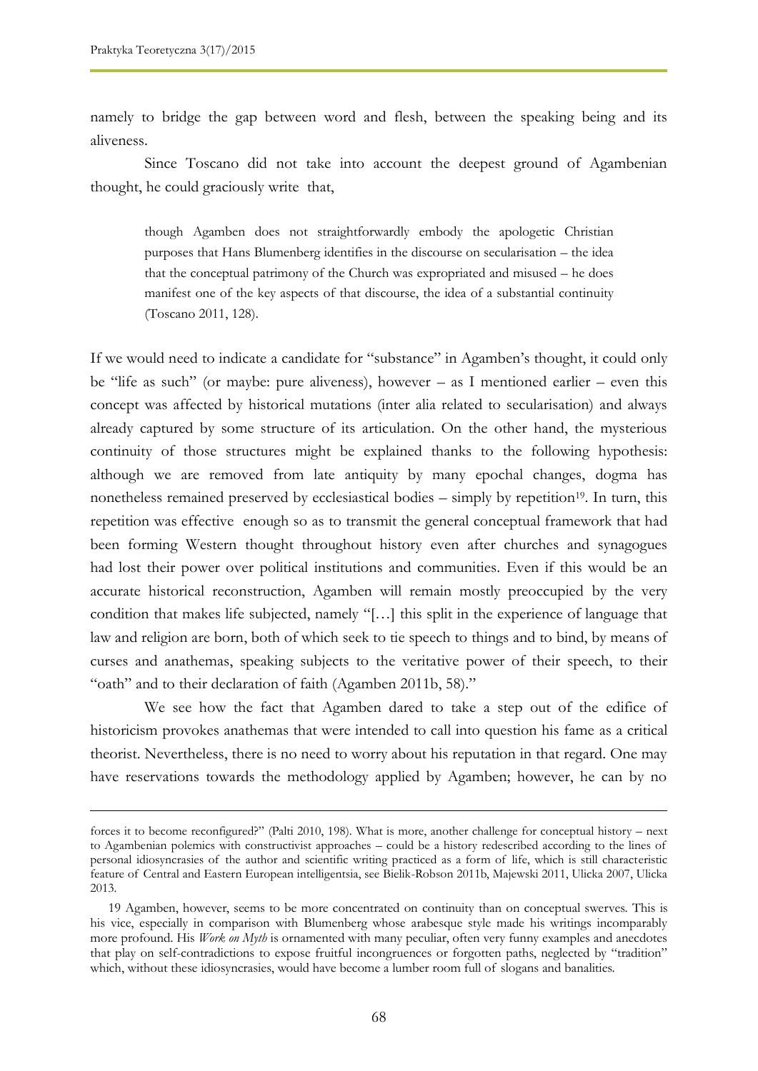namely to bridge the gap between word and flesh, between the speaking being and its aliveness.

Since Toscano did not take into account the deepest ground of Agambenian thought, he could graciously write that,

> though Agamben does not straightforwardly embody the apologetic Christian purposes that Hans Blumenberg identifies in the discourse on secularisation – the idea that the conceptual patrimony of the Church was expropriated and misused – he does manifest one of the key aspects of that discourse, the idea of a substantial continuity (Toscano 2011, 128).

If we would need to indicate a candidate for "substance" in Agamben's thought, it could only be "life as such" (or maybe: pure aliveness), however – as I mentioned earlier – even this concept was affected by historical mutations (inter alia related to secularisation) and always already captured by some structure of its articulation. On the other hand, the mysterious continuity of those structures might be explained thanks to the following hypothesis: although we are removed from late antiquity by many epochal changes, dogma has nonetheless remained preserved by ecclesiastical bodies – simply by repetition[19]. In turn, this repetition was effective enough so as to transmit the general conceptual framework that had been forming Western thought throughout history even after churches and synagogues had lost their power over political institutions and communities. Even if this would be an accurate historical reconstruction, Agamben will remain mostly preoccupied by the very condition that makes life subjected, namely "[…] this split in the experience of language that law and religion are born, both of which seek to tie speech to things and to bind, by means of curses and anathemas, speaking subjects to the veritative power of their speech, to their "oath" and to their declaration of faith (Agamben 2011b, 58)."

We see how the fact that Agamben dared to take a step out of the edifice of historicism provokes anathemas that were intended to call into question his fame as a critical theorist. Nevertheless, there is no need to worry about his reputation in that regard. One may have reservations towards the methodology applied by Agamben; however, he can by no

---

forces it to become reconfigured?" (Palti 2010, 198). What is more, another challenge for conceptual history – next to Agambenian polemics with constructivist approaches – could be a history redescribed according to the lines of personal idiosyncrasies of the author and scientific writing practiced as a form of life, which is still characteristic feature of Central and Eastern European intelligentsia, see Bielik-Robson 2011b, Majewski 2011, Ulicka 2007, Ulicka 2013.

19 Agamben, however, seems to be more concentrated on continuity than on conceptual swerves. This is his vice, especially in comparison with Blumenberg whose arabesque style made his writings incomparably more profound. His *Work on Myth* is ornamented with many peculiar, often very funny examples and anecdotes that play on self-contradictions to expose fruitful incongruences or forgotten paths, neglected by "tradition" which, without these idiosyncrasies, would have become a lumber room full of slogans and banalities.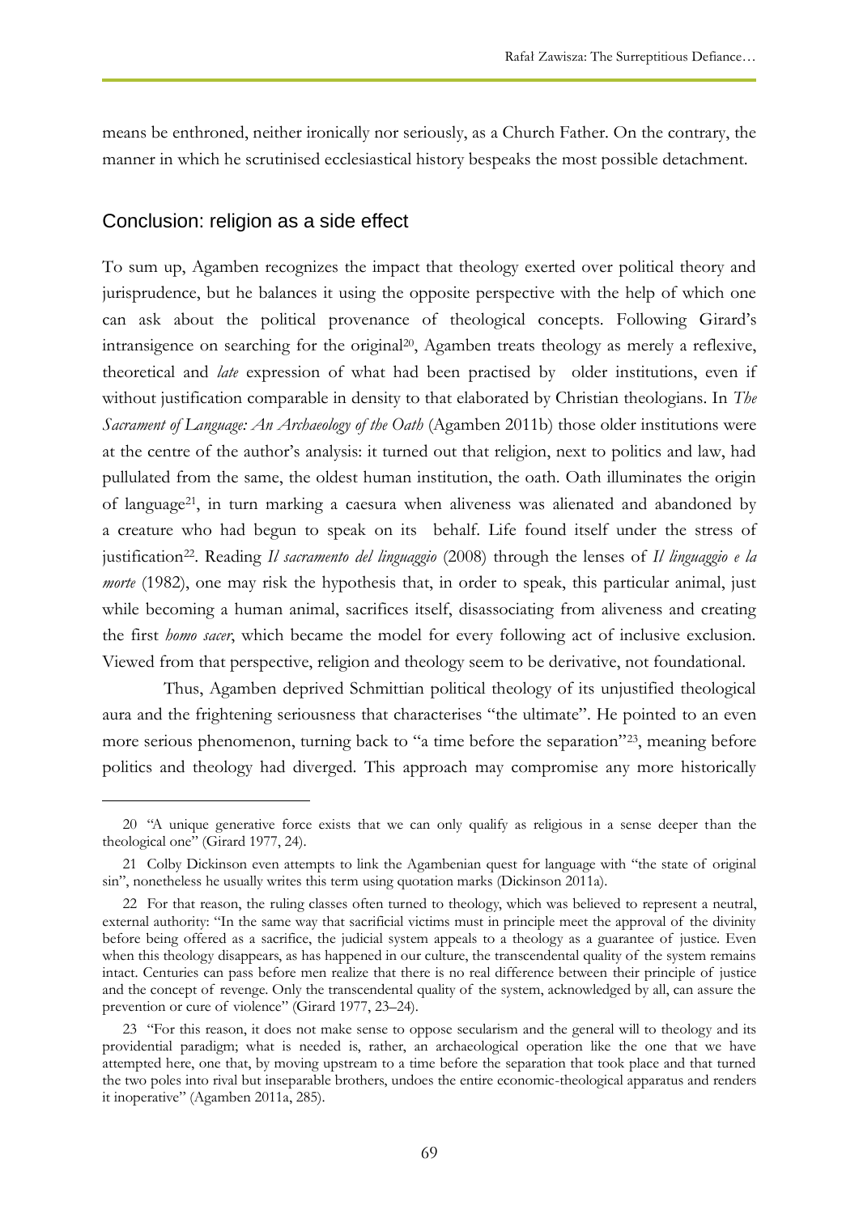means be enthroned, neither ironically nor seriously, as a Church Father. On the contrary, the manner in which he scrutinised ecclesiastical history bespeaks the most possible detachment.

## Conclusion: religion as a side effect

To sum up, Agamben recognizes the impact that theology exerted over political theory and jurisprudence, but he balances it using the opposite perspective with the help of which one can ask about the political provenance of theological concepts. Following Girard's intransigence on searching for the original[20], Agamben treats theology as merely a reflexive, theoretical and *late* expression of what had been practised by older institutions, even if without justification comparable in density to that elaborated by Christian theologians. In *The Sacrament of Language: An Archaeology of the Oath* (Agamben 2011b) those older institutions were at the centre of the author's analysis: it turned out that religion, next to politics and law, had pullulated from the same, the oldest human institution, the oath. Oath illuminates the origin of language[21], in turn marking a caesura when aliveness was alienated and abandoned by a creature who had begun to speak on its behalf. Life found itself under the stress of justification[22]. Reading *Il sacramento del linguaggio* (2008) through the lenses of *Il linguaggio e la morte* (1982), one may risk the hypothesis that, in order to speak, this particular animal, just while becoming a human animal, sacrifices itself, disassociating from aliveness and creating the first *homo sacer*, which became the model for every following act of inclusive exclusion. Viewed from that perspective, religion and theology seem to be derivative, not foundational.

Thus, Agamben deprived Schmittian political theology of its unjustified theological aura and the frightening seriousness that characterises "the ultimate". He pointed to an even more serious phenomenon, turning back to "a time before the separation"[23], meaning before politics and theology had diverged. This approach may compromise any more historically

---

20 "A unique generative force exists that we can only qualify as religious in a sense deeper than the theological one" (Girard 1977, 24).

21 Colby Dickinson even attempts to link the Agambenian quest for language with "the state of original sin", nonetheless he usually writes this term using quotation marks (Dickinson 2011a).

22 For that reason, the ruling classes often turned to theology, which was believed to represent a neutral, external authority: "In the same way that sacrificial victims must in principle meet the approval of the divinity before being offered as a sacrifice, the judicial system appeals to a theology as a guarantee of justice. Even when this theology disappears, as has happened in our culture, the transcendental quality of the system remains intact. Centuries can pass before men realize that there is no real difference between their principle of justice and the concept of revenge. Only the transcendental quality of the system, acknowledged by all, can assure the prevention or cure of violence" (Girard 1977, 23–24).

23 "For this reason, it does not make sense to oppose secularism and the general will to theology and its providential paradigm; what is needed is, rather, an archaeological operation like the one that we have attempted here, one that, by moving upstream to a time before the separation that took place and that turned the two poles into rival but inseparable brothers, undoes the entire economic-theological apparatus and renders it inoperative" (Agamben 2011a, 285).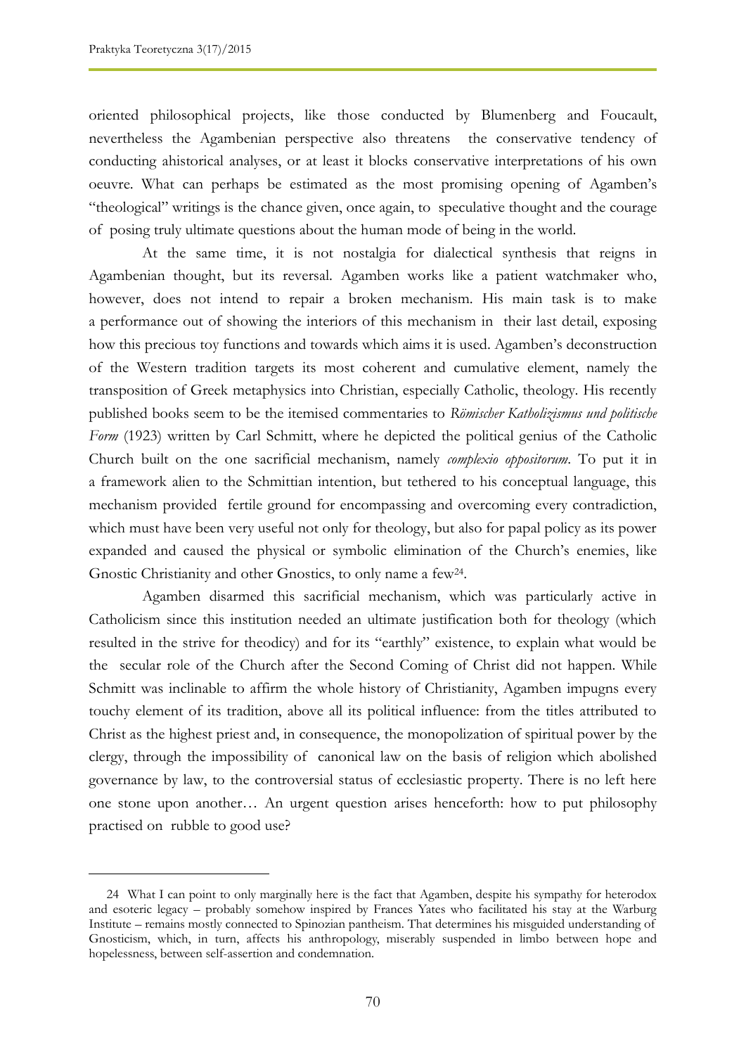oriented philosophical projects, like those conducted by Blumenberg and Foucault, nevertheless the Agambenian perspective also threatens the conservative tendency of conducting ahistorical analyses, or at least it blocks conservative interpretations of his own oeuvre. What can perhaps be estimated as the most promising opening of Agamben's "theological" writings is the chance given, once again, to speculative thought and the courage of posing truly ultimate questions about the human mode of being in the world.

At the same time, it is not nostalgia for dialectical synthesis that reigns in Agambenian thought, but its reversal. Agamben works like a patient watchmaker who, however, does not intend to repair a broken mechanism. His main task is to make a performance out of showing the interiors of this mechanism in their last detail, exposing how this precious toy functions and towards which aims it is used. Agamben's deconstruction of the Western tradition targets its most coherent and cumulative element, namely the transposition of Greek metaphysics into Christian, especially Catholic, theology. His recently published books seem to be the itemised commentaries to *Römischer Katholizismus und politische Form* (1923) written by Carl Schmitt, where he depicted the political genius of the Catholic Church built on the one sacrificial mechanism, namely *complexio oppositorum*. To put it in a framework alien to the Schmittian intention, but tethered to his conceptual language, this mechanism provided fertile ground for encompassing and overcoming every contradiction, which must have been very useful not only for theology, but also for papal policy as its power expanded and caused the physical or symbolic elimination of the Church's enemies, like Gnostic Christianity and other Gnostics, to only name a few[24].

Agamben disarmed this sacrificial mechanism, which was particularly active in Catholicism since this institution needed an ultimate justification both for theology (which resulted in the strive for theodicy) and for its "earthly" existence, to explain what would be the secular role of the Church after the Second Coming of Christ did not happen. While Schmitt was inclinable to affirm the whole history of Christianity, Agamben impugns every touchy element of its tradition, above all its political influence: from the titles attributed to Christ as the highest priest and, in consequence, the monopolization of spiritual power by the clergy, through the impossibility of canonical law on the basis of religion which abolished governance by law, to the controversial status of ecclesiastic property. There is no left here one stone upon another… An urgent question arises henceforth: how to put philosophy practised on rubble to good use?

24 What I can point to only marginally here is the fact that Agamben, despite his sympathy for heterodox and esoteric legacy – probably somehow inspired by Frances Yates who facilitated his stay at the Warburg Institute – remains mostly connected to Spinozian pantheism. That determines his misguided understanding of Gnosticism, which, in turn, affects his anthropology, miserably suspended in limbo between hope and hopelessness, between self-assertion and condemnation.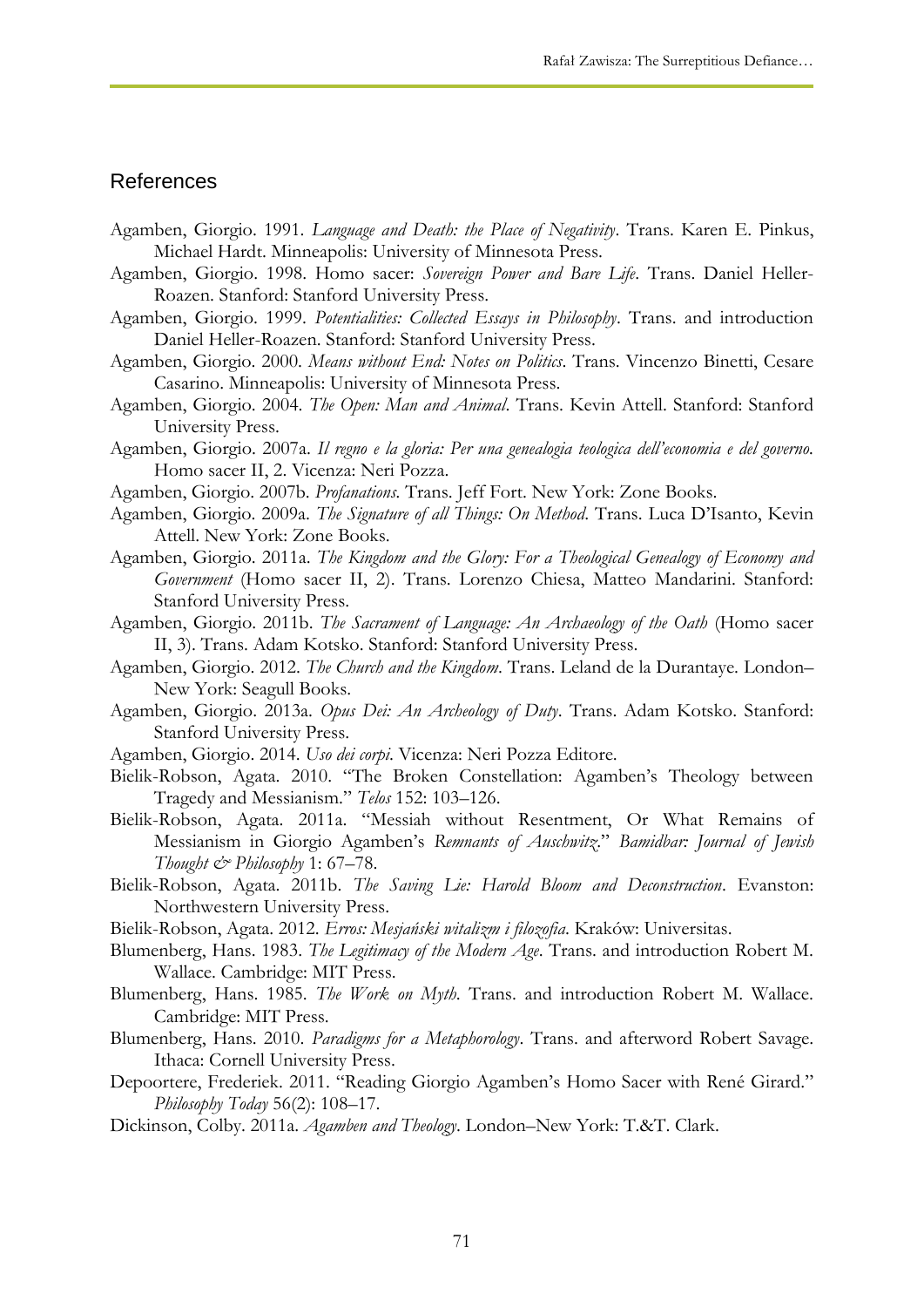## References

Agamben, Giorgio. 1991. *Language and Death: the Place of Negativity*. Trans. Karen E. Pinkus, Michael Hardt. Minneapolis: University of Minnesota Press.

Agamben, Giorgio. 1998. Homo sacer: *Sovereign Power and Bare Life*. Trans. Daniel Heller-Roazen. Stanford: Stanford University Press.

Agamben, Giorgio. 1999. *Potentialities: Collected Essays in Philosophy*. Trans. and introduction Daniel Heller-Roazen. Stanford: Stanford University Press.

Agamben, Giorgio. 2000. *Means without End: Notes on Politics*. Trans. Vincenzo Binetti, Cesare Casarino. Minneapolis: University of Minnesota Press.

Agamben, Giorgio. 2004. *The Open: Man and Animal*. Trans. Kevin Attell. Stanford: Stanford University Press.

Agamben, Giorgio. 2007a. *Il regno e la gloria: Per una genealogia teologica dell'economia e del governo*. Homo sacer II, 2. Vicenza: Neri Pozza.

Agamben, Giorgio. 2007b. *Profanations*. Trans. Jeff Fort. New York: Zone Books.

Agamben, Giorgio. 2009a. *The Signature of all Things: On Method*. Trans. Luca D'Isanto, Kevin Attell. New York: Zone Books.

Agamben, Giorgio. 2011a. *The Kingdom and the Glory: For a Theological Genealogy of Economy and Government* (Homo sacer II, 2). Trans. Lorenzo Chiesa, Matteo Mandarini. Stanford: Stanford University Press.

Agamben, Giorgio. 2011b. *The Sacrament of Language: An Archaeology of the Oath* (Homo sacer II, 3). Trans. Adam Kotsko. Stanford: Stanford University Press.

Agamben, Giorgio. 2012. *The Church and the Kingdom*. Trans. Leland de la Durantaye. London–New York: Seagull Books.

Agamben, Giorgio. 2013a. *Opus Dei: An Archeology of Duty*. Trans. Adam Kotsko. Stanford: Stanford University Press.

Agamben, Giorgio. 2014. *Uso dei corpi*. Vicenza: Neri Pozza Editore.

Bielik-Robson, Agata. 2010. "The Broken Constellation: Agamben's Theology between Tragedy and Messianism." *Telos* 152: 103–126.

Bielik-Robson, Agata. 2011a. "Messiah without Resentment, Or What Remains of Messianism in Giorgio Agamben's *Remnants of Auschwitz*." *Bamidbar: Journal of Jewish Thought & Philosophy* 1: 67–78.

Bielik-Robson, Agata. 2011b. *The Saving Lie: Harold Bloom and Deconstruction*. Evanston: Northwestern University Press.

Bielik-Robson, Agata. 2012. *Erros: Mesjański witalizm i filozofia*. Kraków: Universitas.

Blumenberg, Hans. 1983. *The Legitimacy of the Modern Age*. Trans. and introduction Robert M. Wallace. Cambridge: MIT Press.

Blumenberg, Hans. 1985. *The Work on Myth*. Trans. and introduction Robert M. Wallace. Cambridge: MIT Press.

Blumenberg, Hans. 2010. *Paradigms for a Metaphorology*. Trans. and afterword Robert Savage. Ithaca: Cornell University Press.

Depoortere, Frederiek. 2011. "Reading Giorgio Agamben's Homo Sacer with René Girard." *Philosophy Today* 56(2): 108–17.

Dickinson, Colby. 2011a. *Agamben and Theology*. London–New York: T.&T. Clark.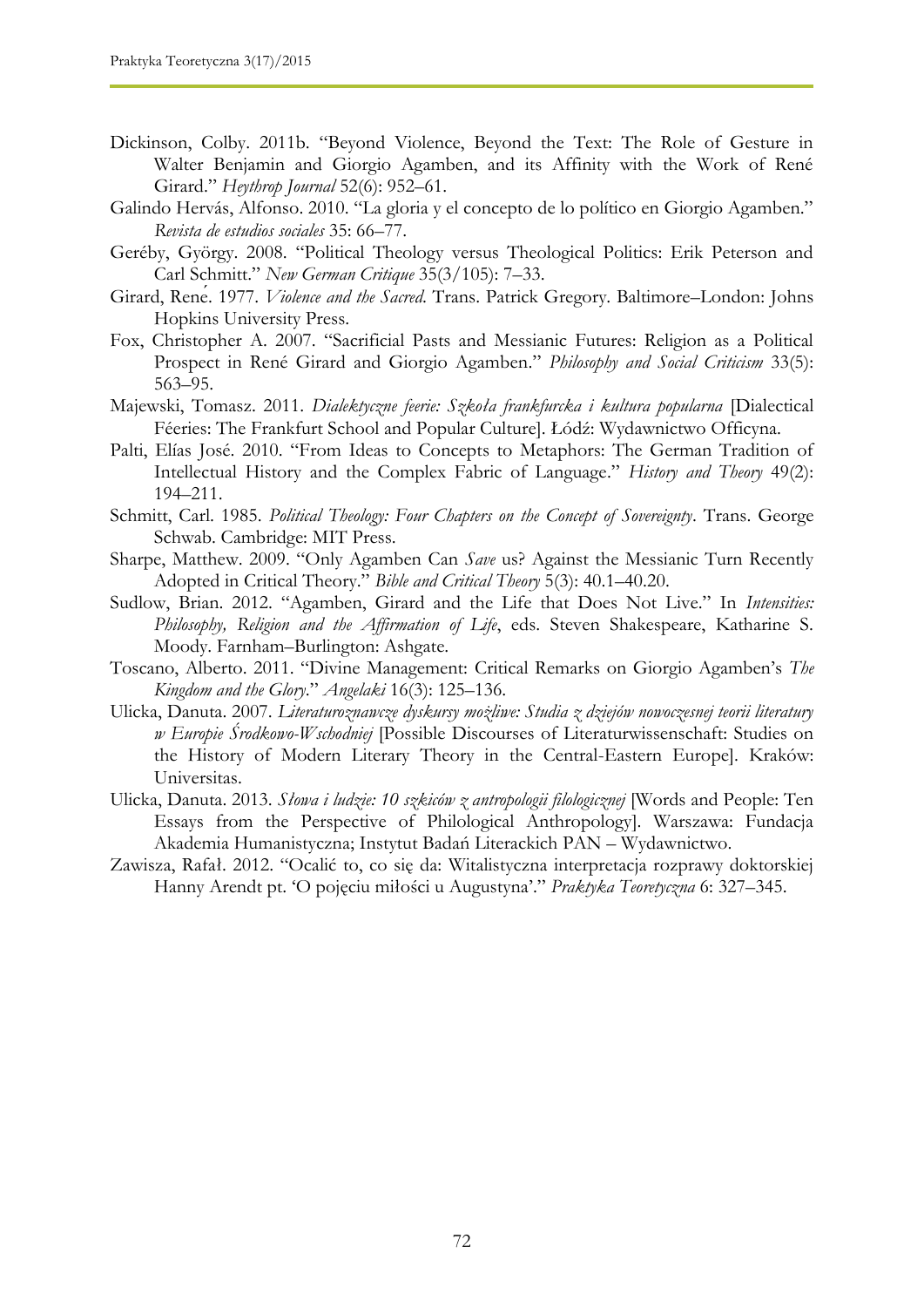Dickinson, Colby. 2011b. "Beyond Violence, Beyond the Text: The Role of Gesture in Walter Benjamin and Giorgio Agamben, and its Affinity with the Work of René Girard." *Heythrop Journal* 52(6): 952–61.

Galindo Hervás, Alfonso. 2010. "La gloria y el concepto de lo político en Giorgio Agamben." *Revista de estudios sociales* 35: 66–77.

Geréby, György. 2008. "Political Theology versus Theological Politics: Erik Peterson and Carl Schmitt." *New German Critique* 35(3/105): 7–33.

Girard, René. 1977. *Violence and the Sacred*. Trans. Patrick Gregory. Baltimore–London: Johns Hopkins University Press.

Fox, Christopher A. 2007. "Sacrificial Pasts and Messianic Futures: Religion as a Political Prospect in René Girard and Giorgio Agamben." *Philosophy and Social Criticism* 33(5): 563–95.

Majewski, Tomasz. 2011. *Dialektyczne feerie: Szkoła frankfurcka i kultura popularna* [Dialectical Féeries: The Frankfurt School and Popular Culture]. Łódź: Wydawnictwo Officyna.

Palti, Elías José. 2010. "From Ideas to Concepts to Metaphors: The German Tradition of Intellectual History and the Complex Fabric of Language." *History and Theory* 49(2): 194–211.

Schmitt, Carl. 1985. *Political Theology: Four Chapters on the Concept of Sovereignty*. Trans. George Schwab. Cambridge: MIT Press.

Sharpe, Matthew. 2009. "Only Agamben Can *Save* us? Against the Messianic Turn Recently Adopted in Critical Theory." *Bible and Critical Theory* 5(3): 40.1–40.20.

Sudlow, Brian. 2012. "Agamben, Girard and the Life that Does Not Live." In *Intensities: Philosophy, Religion and the Affirmation of Life*, eds. Steven Shakespeare, Katharine S. Moody. Farnham–Burlington: Ashgate.

Toscano, Alberto. 2011. "Divine Management: Critical Remarks on Giorgio Agamben's *The Kingdom and the Glory*." *Angelaki* 16(3): 125–136.

Ulicka, Danuta. 2007. *Literaturoznawcze dyskursy możliwe: Studia z dziejów nowoczesnej teorii literatury w Europie Środkowo-Wschodniej* [Possible Discourses of Literaturwissenschaft: Studies on the History of Modern Literary Theory in the Central-Eastern Europe]. Kraków: Universitas.

Ulicka, Danuta. 2013. *Słowa i ludzie: 10 szkiców z antropologii filologicznej* [Words and People: Ten Essays from the Perspective of Philological Anthropology]. Warszawa: Fundacja Akademia Humanistyczna; Instytut Badań Literackich PAN – Wydawnictwo.

Zawisza, Rafał. 2012. "Ocalić to, co się da: Witalistyczna interpretacja rozprawy doktorskiej Hanny Arendt pt. 'O pojęciu miłości u Augustyna'." *Praktyka Teoretyczna* 6: 327–345.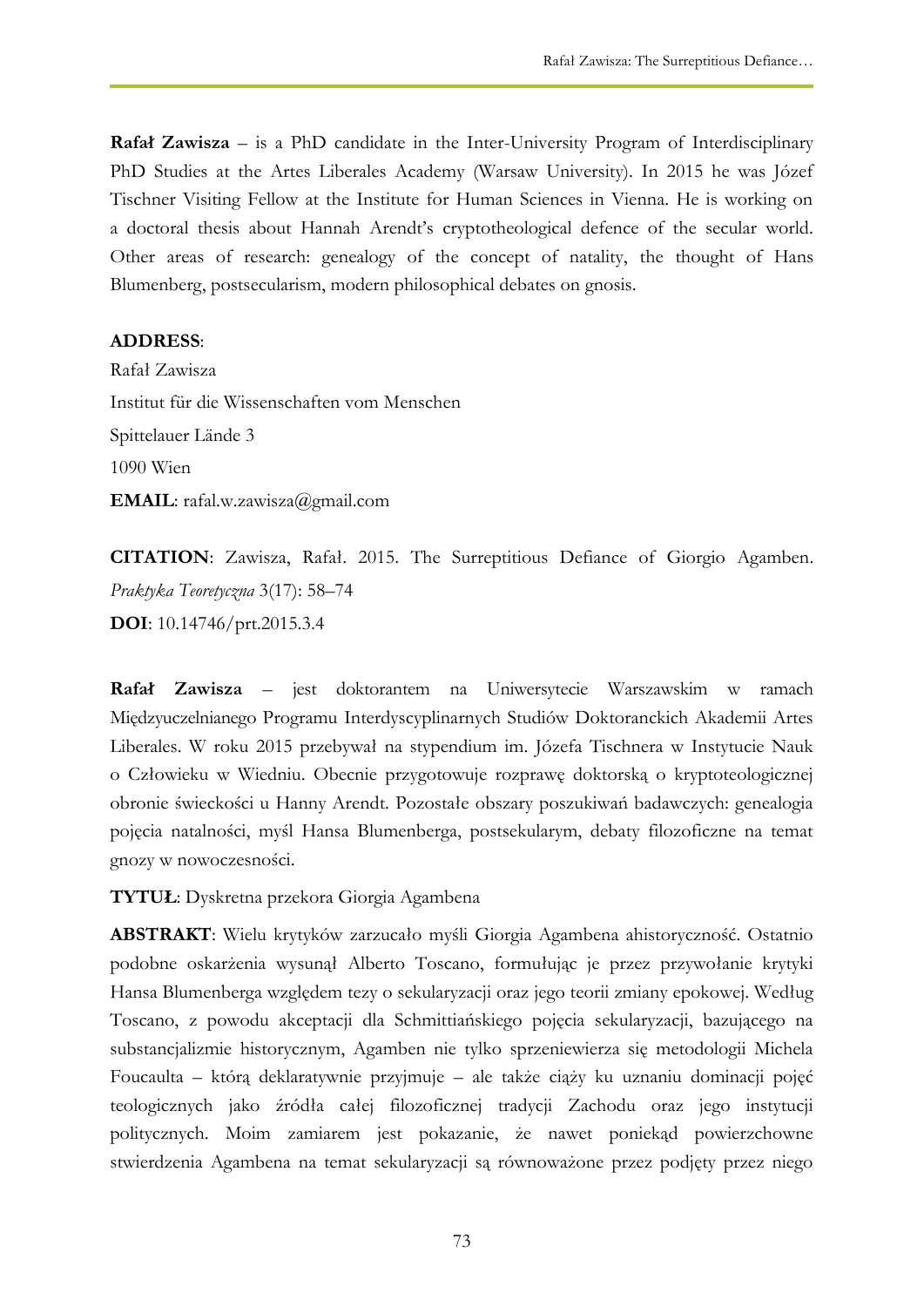**Rafał Zawisza** – is a PhD candidate in the Inter-University Program of Interdisciplinary PhD Studies at the Artes Liberales Academy (Warsaw University). In 2015 he was Józef Tischner Visiting Fellow at the Institute for Human Sciences in Vienna. He is working on a doctoral thesis about Hannah Arendt's cryptotheological defence of the secular world. Other areas of research: genealogy of the concept of natality, the thought of Hans Blumenberg, postsecularism, modern philosophical debates on gnosis.

**ADDRESS**:
Rafał Zawisza
Institut für die Wissenschaften vom Menschen
Spittelauer Lände 3
1090 Wien
**EMAIL**: rafal.w.zawisza@gmail.com

**CITATION**: Zawisza, Rafał. 2015. The Surreptitious Defiance of Giorgio Agamben. *Praktyka Teoretyczna* 3(17): 58–74
**DOI**: 10.14746/prt.2015.3.4

**Rafał Zawisza** – jest doktorantem na Uniwersytecie Warszawskim w ramach Międzyuczelnianego Programu Interdyscyplinarnych Studiów Doktoranckich Akademii Artes Liberales. W roku 2015 przebywał na stypendium im. Józefa Tischnera w Instytucie Nauk o Człowieku w Wiedniu. Obecnie przygotowuje rozprawę doktorską o kryptoteologicznej obronie świeckości u Hanny Arendt. Pozostałe obszary poszukiwań badawczych: genealogia pojęcia natalności, myśl Hansa Blumenberga, postsekularym, debaty filozoficzne na temat gnozy w nowoczesności.

**TYTUŁ**: Dyskretna przekora Giorgia Agambena

**ABSTRAKT**: Wielu krytyków zarzucało myśli Giorgia Agambena ahistoryczność. Ostatnio podobne oskarżenia wysunął Alberto Toscano, formułując je przez przywołanie krytyki Hansa Blumenberga względem tezy o sekularyzacji oraz jego teorii zmiany epokowej. Według Toscano, z powodu akceptacji dla Schmittiańskiego pojęcia sekularyzacji, bazującego na substancjalizmie historycznym, Agamben nie tylko sprzeniewierza się metodologii Michela Foucaulta – którą deklaratywnie przyjmuje – ale także ciąży ku uznaniu dominacji pojęć teologicznych jako źródła całej filozoficznej tradycji Zachodu oraz jego instytucji politycznych. Moim zamiarem jest pokazanie, że nawet poniekąd powierzchowne stwierdzenia Agambena na temat sekularyzacji są równoważone przez podjęty przez niego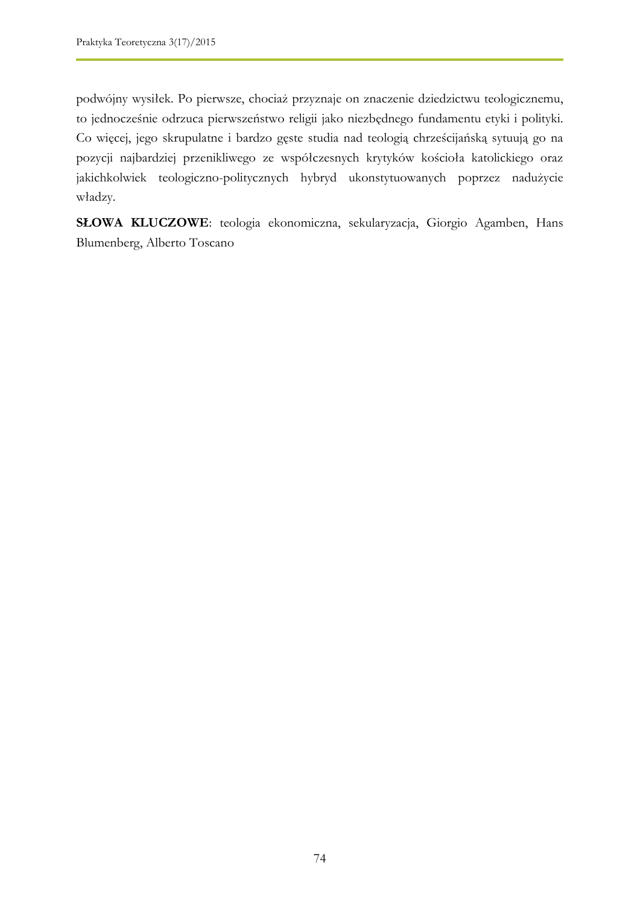podwójny wysiłek. Po pierwsze, chociaż przyznaje on znaczenie dziedzictwu teologicznemu, to jednocześnie odrzuca pierwszeństwo religii jako niezbędnego fundamentu etyki i polityki. Co więcej, jego skrupulatne i bardzo gęste studia nad teologią chrześcijańską sytuują go na pozycji najbardziej przenikliwego ze współczesnych krytyków kościoła katolickiego oraz jakichkolwiek teologiczno-politycznych hybryd ukonstytuowanych poprzez nadużycie władzy.

**SŁOWA KLUCZOWE**: teologia ekonomiczna, sekularyzacja, Giorgio Agamben, Hans Blumenberg, Alberto Toscano